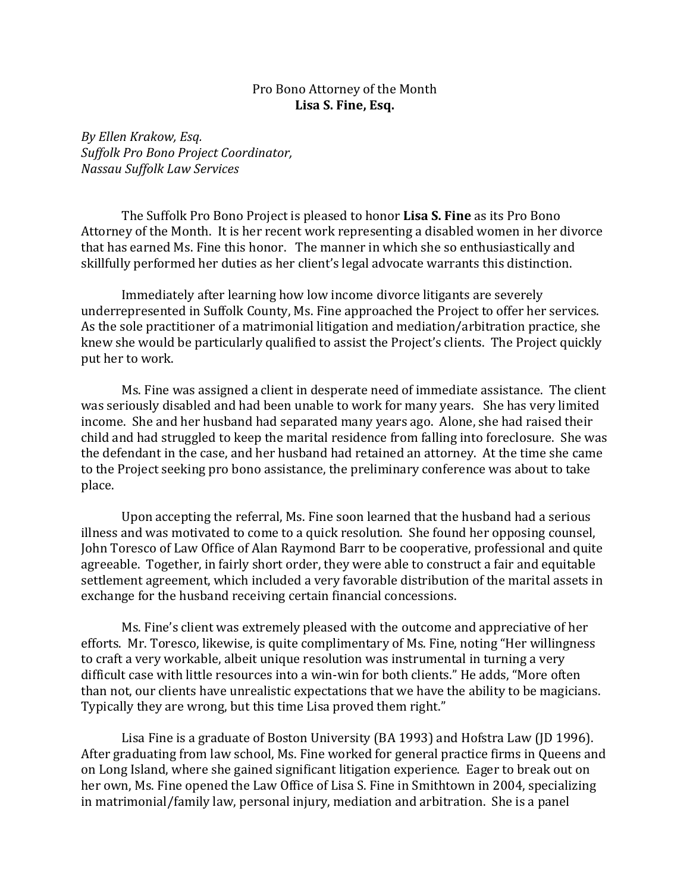Pro Bono Attorney of the Month
**Lisa S. Fine, Esq.**

*By Ellen Krakow, Esq.*
*Suffolk Pro Bono Project Coordinator,*
*Nassau Suffolk Law Services*

The Suffolk Pro Bono Project is pleased to honor **Lisa S. Fine** as its Pro Bono Attorney of the Month. It is her recent work representing a disabled women in her divorce that has earned Ms. Fine this honor. The manner in which she so enthusiastically and skillfully performed her duties as her client's legal advocate warrants this distinction.

Immediately after learning how low income divorce litigants are severely underrepresented in Suffolk County, Ms. Fine approached the Project to offer her services. As the sole practitioner of a matrimonial litigation and mediation/arbitration practice, she knew she would be particularly qualified to assist the Project's clients. The Project quickly put her to work.

Ms. Fine was assigned a client in desperate need of immediate assistance. The client was seriously disabled and had been unable to work for many years. She has very limited income. She and her husband had separated many years ago. Alone, she had raised their child and had struggled to keep the marital residence from falling into foreclosure. She was the defendant in the case, and her husband had retained an attorney. At the time she came to the Project seeking pro bono assistance, the preliminary conference was about to take place.

Upon accepting the referral, Ms. Fine soon learned that the husband had a serious illness and was motivated to come to a quick resolution. She found her opposing counsel, John Toresco of Law Office of Alan Raymond Barr to be cooperative, professional and quite agreeable. Together, in fairly short order, they were able to construct a fair and equitable settlement agreement, which included a very favorable distribution of the marital assets in exchange for the husband receiving certain financial concessions.

Ms. Fine's client was extremely pleased with the outcome and appreciative of her efforts. Mr. Toresco, likewise, is quite complimentary of Ms. Fine, noting "Her willingness to craft a very workable, albeit unique resolution was instrumental in turning a very difficult case with little resources into a win-win for both clients." He adds, "More often than not, our clients have unrealistic expectations that we have the ability to be magicians. Typically they are wrong, but this time Lisa proved them right."

Lisa Fine is a graduate of Boston University (BA 1993) and Hofstra Law (JD 1996). After graduating from law school, Ms. Fine worked for general practice firms in Queens and on Long Island, where she gained significant litigation experience. Eager to break out on her own, Ms. Fine opened the Law Office of Lisa S. Fine in Smithtown in 2004, specializing in matrimonial/family law, personal injury, mediation and arbitration. She is a panel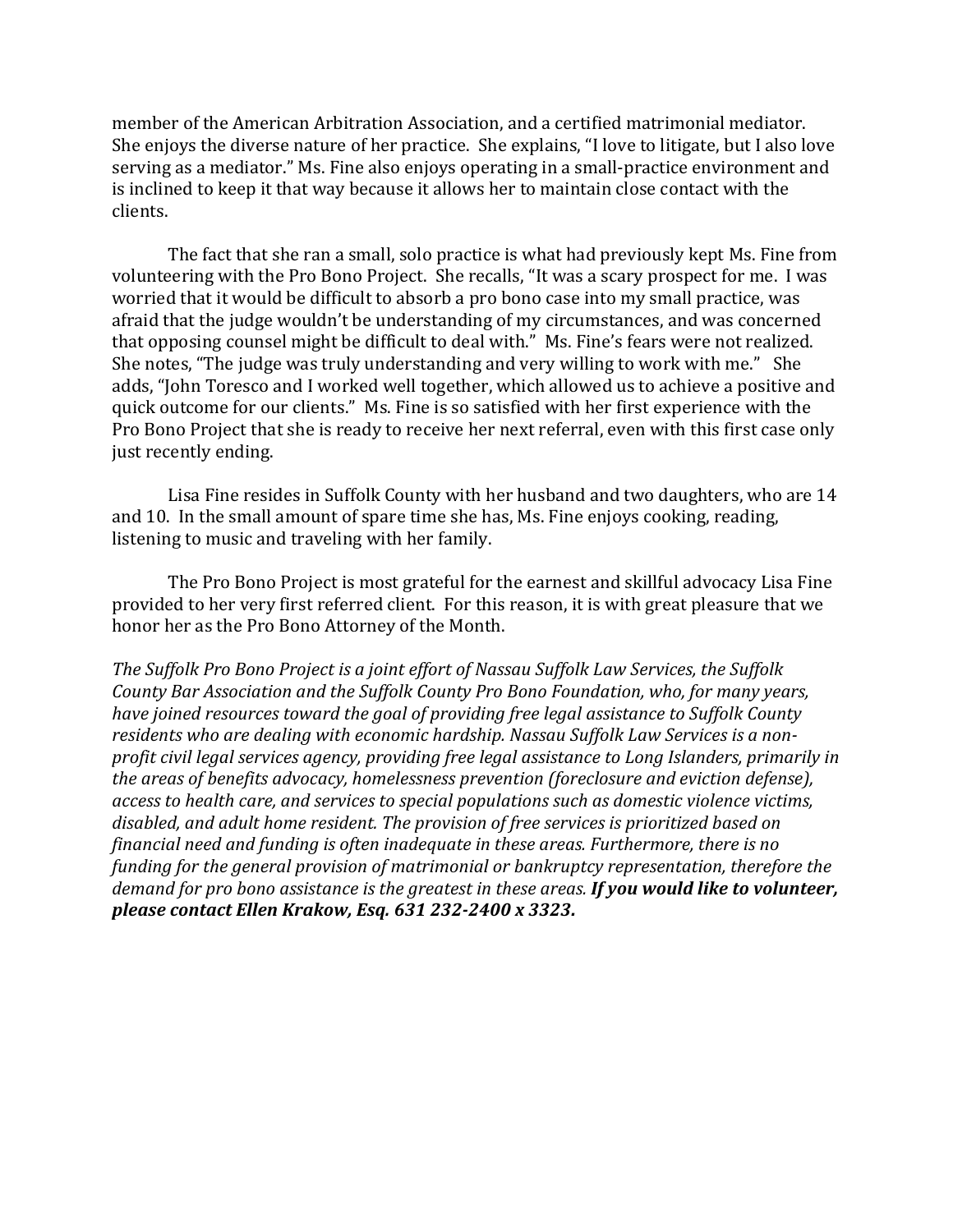member of the American Arbitration Association, and a certified matrimonial mediator. She enjoys the diverse nature of her practice. She explains, "I love to litigate, but I also love serving as a mediator." Ms. Fine also enjoys operating in a small-practice environment and is inclined to keep it that way because it allows her to maintain close contact with the clients.

The fact that she ran a small, solo practice is what had previously kept Ms. Fine from volunteering with the Pro Bono Project. She recalls, "It was a scary prospect for me. I was worried that it would be difficult to absorb a pro bono case into my small practice, was afraid that the judge wouldn't be understanding of my circumstances, and was concerned that opposing counsel might be difficult to deal with." Ms. Fine's fears were not realized. She notes, "The judge was truly understanding and very willing to work with me." She adds, "John Toresco and I worked well together, which allowed us to achieve a positive and quick outcome for our clients." Ms. Fine is so satisfied with her first experience with the Pro Bono Project that she is ready to receive her next referral, even with this first case only just recently ending.

Lisa Fine resides in Suffolk County with her husband and two daughters, who are 14 and 10. In the small amount of spare time she has, Ms. Fine enjoys cooking, reading, listening to music and traveling with her family.

The Pro Bono Project is most grateful for the earnest and skillful advocacy Lisa Fine provided to her very first referred client. For this reason, it is with great pleasure that we honor her as the Pro Bono Attorney of the Month.

*The Suffolk Pro Bono Project is a joint effort of Nassau Suffolk Law Services, the Suffolk County Bar Association and the Suffolk County Pro Bono Foundation, who, for many years, have joined resources toward the goal of providing free legal assistance to Suffolk County residents who are dealing with economic hardship. Nassau Suffolk Law Services is a non-profit civil legal services agency, providing free legal assistance to Long Islanders, primarily in the areas of benefits advocacy, homelessness prevention (foreclosure and eviction defense), access to health care, and services to special populations such as domestic violence victims, disabled, and adult home resident. The provision of free services is prioritized based on financial need and funding is often inadequate in these areas. Furthermore, there is no funding for the general provision of matrimonial or bankruptcy representation, therefore the demand for pro bono assistance is the greatest in these areas.* ***If you would like to volunteer, please contact Ellen Krakow, Esq. 631 232-2400 x 3323.***